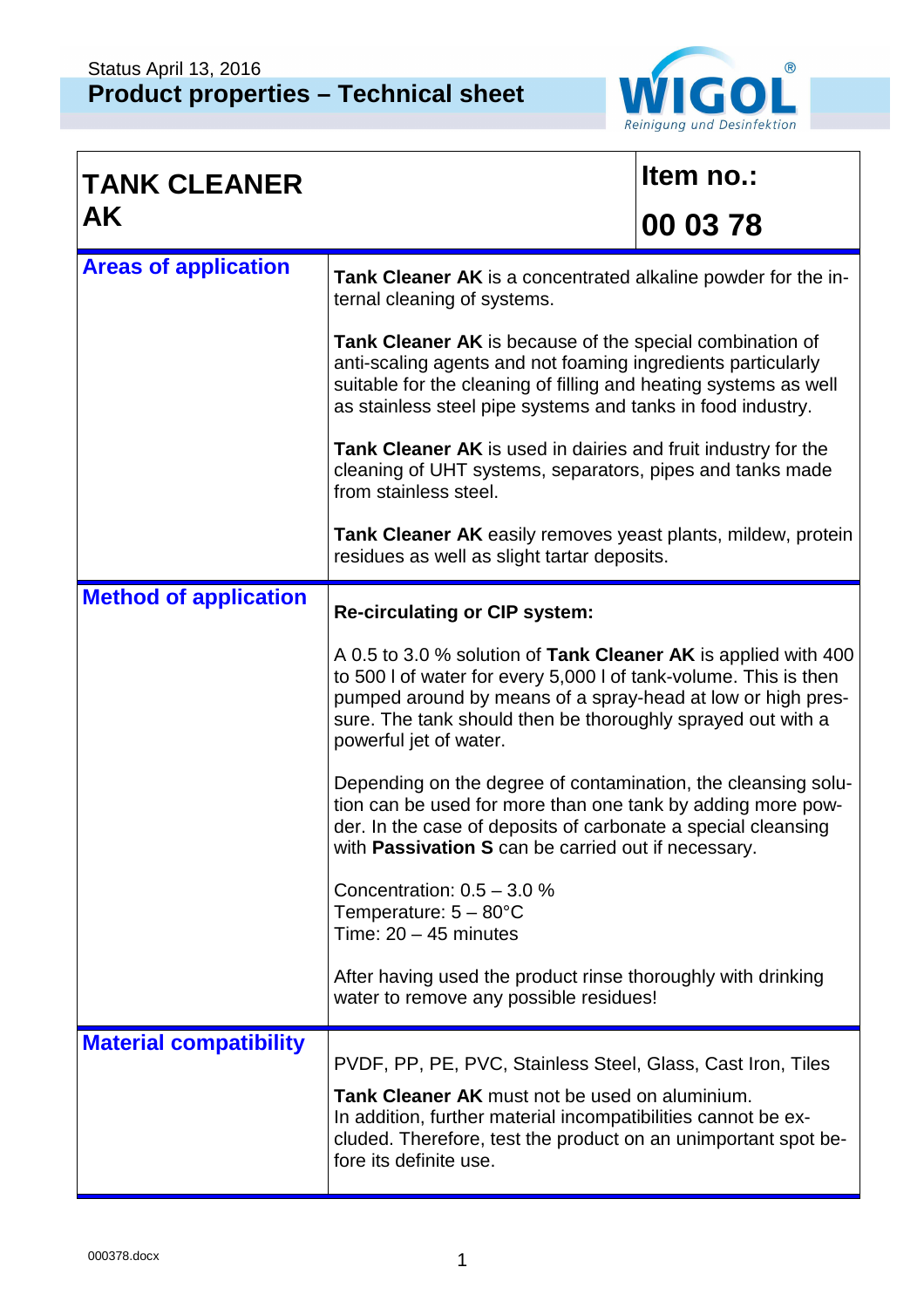Status April 13, 2016

**Product properties – Technical sheet**

| **TANK CLEANER AK** | **Item no.: 00 03 78** |
|---|---|

## Areas of application

**Tank Cleaner AK** is a concentrated alkaline powder for the internal cleaning of systems.

**Tank Cleaner AK** is because of the special combination of anti-scaling agents and not foaming ingredients particularly suitable for the cleaning of filling and heating systems as well as stainless steel pipe systems and tanks in food industry.

**Tank Cleaner AK** is used in dairies and fruit industry for the cleaning of UHT systems, separators, pipes and tanks made from stainless steel.

**Tank Cleaner AK** easily removes yeast plants, mildew, protein residues as well as slight tartar deposits.

## Method of application

**Re-circulating or CIP system:**

A 0.5 to 3.0 % solution of **Tank Cleaner AK** is applied with 400 to 500 l of water for every 5,000 l of tank-volume. This is then pumped around by means of a spray-head at low or high pressure. The tank should then be thoroughly sprayed out with a powerful jet of water.

Depending on the degree of contamination, the cleansing solution can be used for more than one tank by adding more powder. In the case of deposits of carbonate a special cleansing with **Passivation S** can be carried out if necessary.

Concentration: 0.5 – 3.0 %
Temperature: 5 – 80°C
Time: 20 – 45 minutes

After having used the product rinse thoroughly with drinking water to remove any possible residues!

## Material compatibility

PVDF, PP, PE, PVC, Stainless Steel, Glass, Cast Iron, Tiles

**Tank Cleaner AK** must not be used on aluminium.
In addition, further material incompatibilities cannot be excluded. Therefore, test the product on an unimportant spot before its definite use.

000378.docx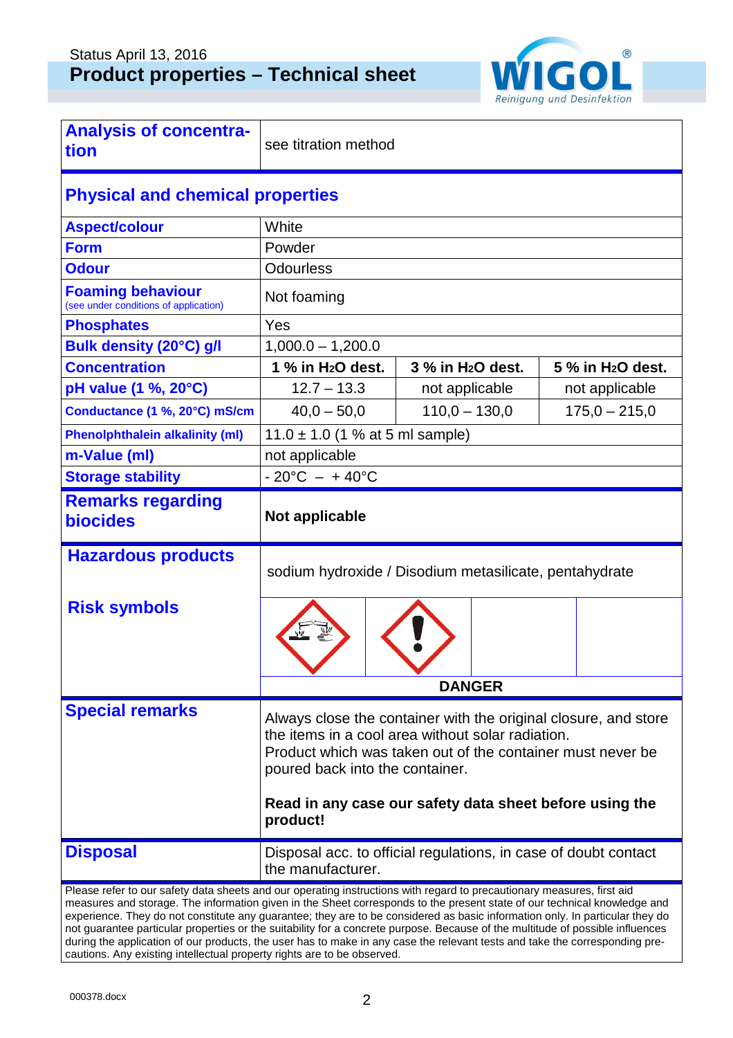Status April 13, 2016

# Product properties – Technical sheet

| | | | |
|---|---|---|---|
| **Analysis of concentration** | see titration method | | |

## Physical and chemical properties

| | | | |
|---|---|---|---|
| **Aspect/colour** | White | | |
| **Form** | Powder | | |
| **Odour** | Odourless | | |
| **Foaming behaviour** (see under conditions of application) | Not foaming | | |
| **Phosphates** | Yes | | |
| **Bulk density (20°C) g/l** | 1,000.0 – 1,200.0 | | |
| **Concentration** | **1 % in $H_2O$ dest.** | **3 % in $H_2O$ dest.** | **5 % in $H_2O$ dest.** |
| **pH value (1 %, 20°C)** | 12.7 – 13.3 | not applicable | not applicable |
| **Conductance (1 %, 20°C) mS/cm** | 40,0 – 50,0 | 110,0 – 130,0 | 175,0 – 215,0 |
| **Phenolphthalein alkalinity (ml)** | 11.0 ± 1.0 (1 % at 5 ml sample) | | |
| **m-Value (ml)** | not applicable | | |
| **Storage stability** | - 20°C – + 40°C | | |

| | |
|---|---|
| **Remarks regarding biocides** | **Not applicable** |
| **Hazardous products** | sodium hydroxide / Disodium metasilicate, pentahydrate |
| **Risk symbols** | **DANGER** |
| **Special remarks** | Always close the container with the original closure, and store the items in a cool area without solar radiation. Product which was taken out of the container must never be poured back into the container. **Read in any case our safety data sheet before using the product!** |
| **Disposal** | Disposal acc. to official regulations, in case of doubt contact the manufacturer. |

Please refer to our safety data sheets and our operating instructions with regard to precautionary measures, first aid measures and storage. The information given in the Sheet corresponds to the present state of our technical knowledge and experience. They do not constitute any guarantee; they are to be considered as basic information only. In particular they do not guarantee particular properties or the suitability for a concrete purpose. Because of the multitude of possible influences during the application of our products, the user has to make in any case the relevant tests and take the corresponding precautions. Any existing intellectual property rights are to be observed.

000378.docx